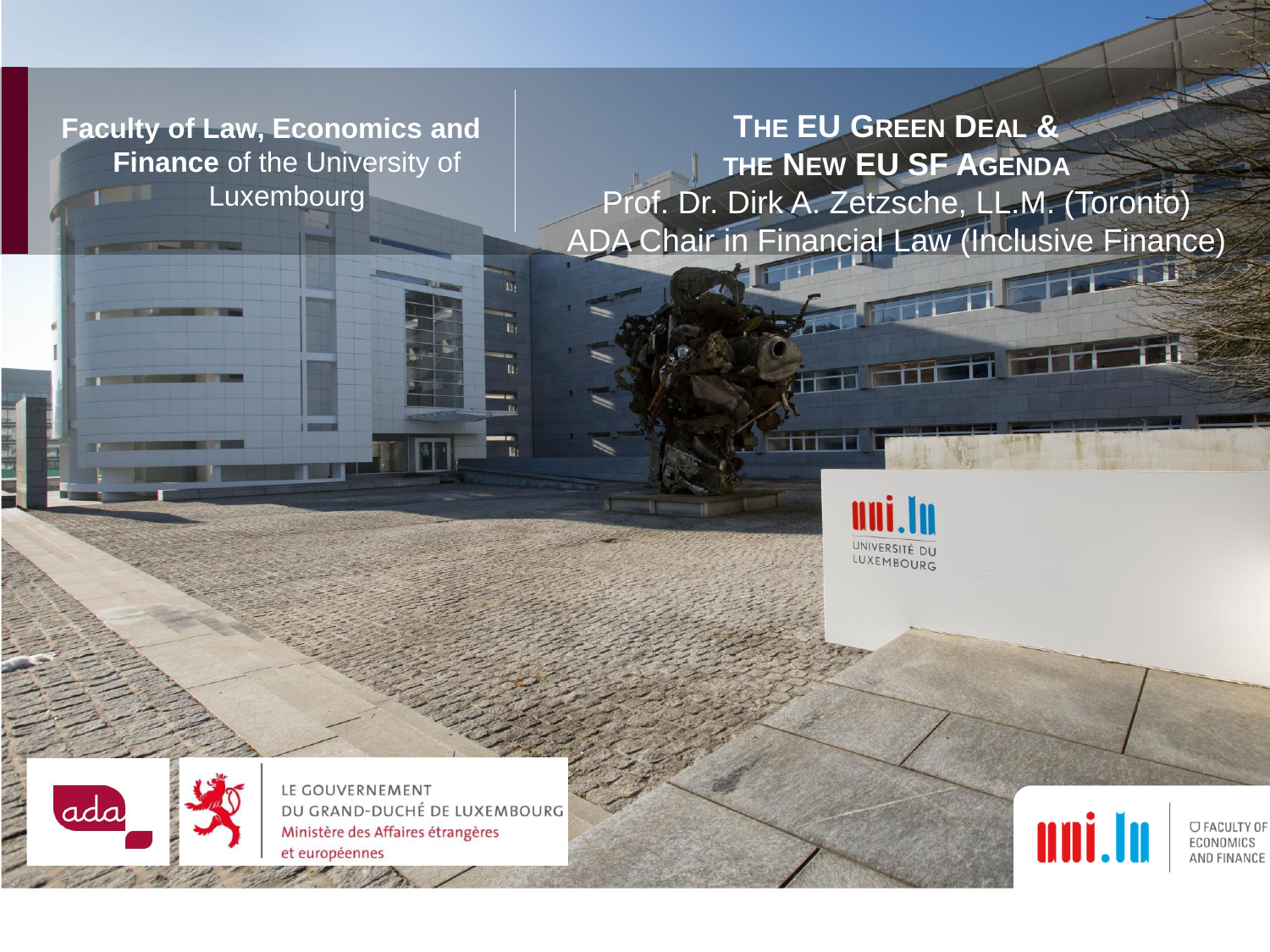**Faculty of Law, Economics and Finance** of the University of Luxembourg

# The EU Green Deal & the New EU SF Agenda

Prof. Dr. Dirk A. Zetzsche, LL.M. (Toronto)

ADA Chair in Financial Law (Inclusive Finance)

LE GOUVERNEMENT DU GRAND-DUCHÉ DE LUXEMBOURG
Ministère des Affaires étrangères et européennes

FACULTY OF ECONOMICS AND FINANCE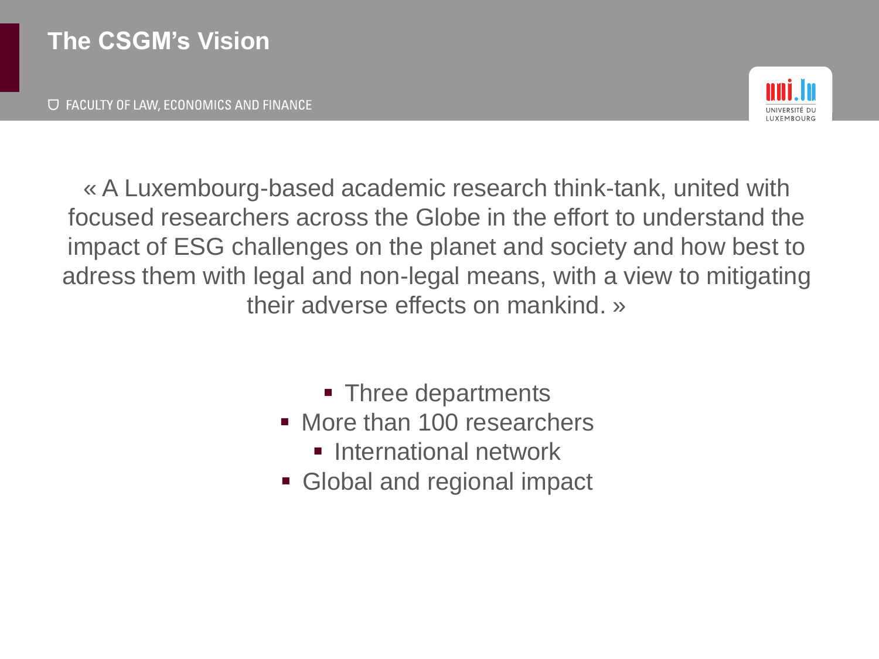# The CSGM's Vision

« A Luxembourg-based academic research think-tank, united with focused researchers across the Globe in the effort to understand the impact of ESG challenges on the planet and society and how best to adress them with legal and non-legal means, with a view to mitigating their adverse effects on mankind. »

- Three departments
- More than 100 researchers
- International network
- Global and regional impact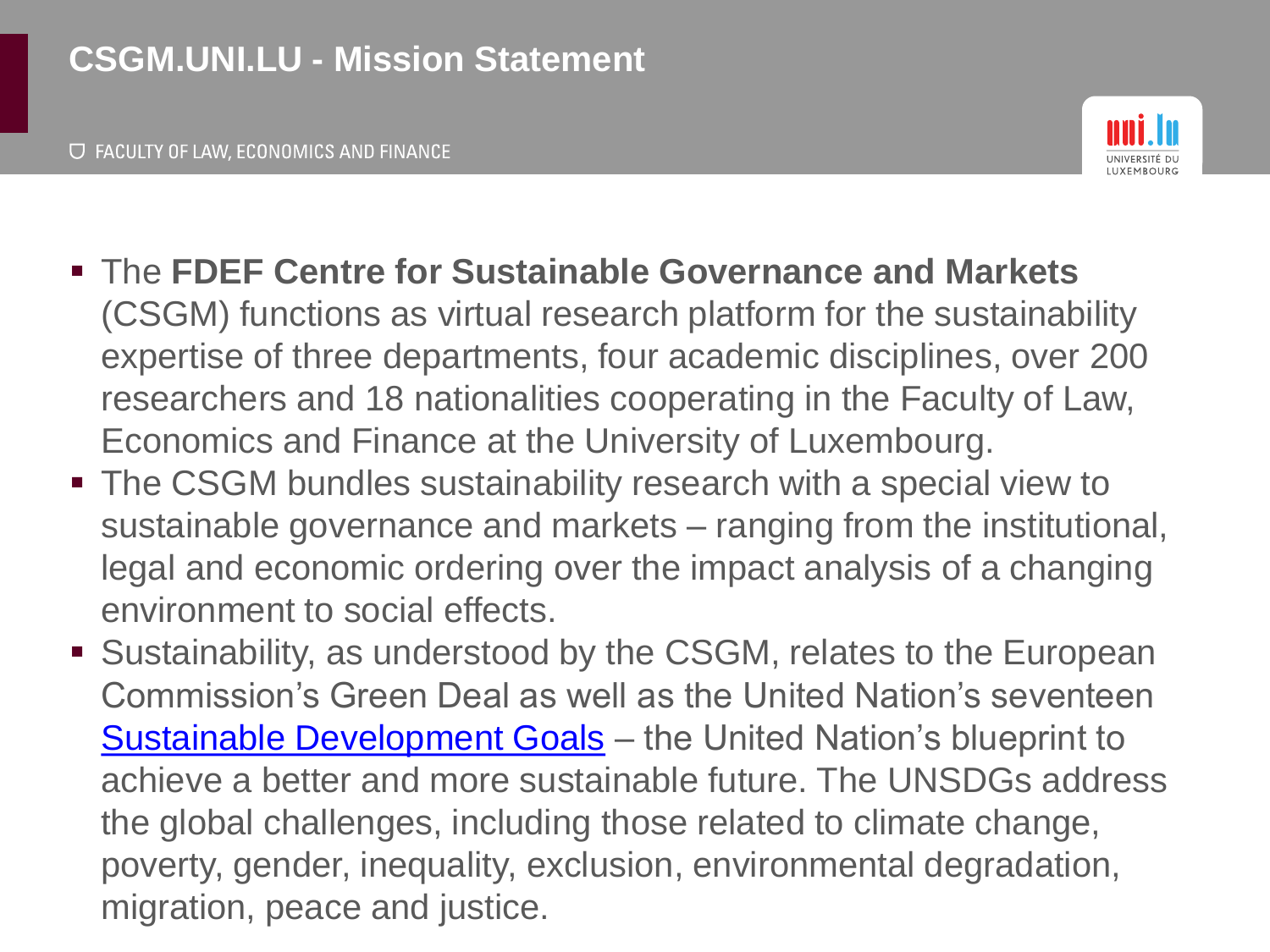# CSGM.UNI.LU - Mission Statement

- The **FDEF Centre for Sustainable Governance and Markets** (CSGM) functions as virtual research platform for the sustainability expertise of three departments, four academic disciplines, over 200 researchers and 18 nationalities cooperating in the Faculty of Law, Economics and Finance at the University of Luxembourg.
- The CSGM bundles sustainability research with a special view to sustainable governance and markets – ranging from the institutional, legal and economic ordering over the impact analysis of a changing environment to social effects.
- Sustainability, as understood by the CSGM, relates to the European Commission's Green Deal as well as the United Nation's seventeen Sustainable Development Goals – the United Nation's blueprint to achieve a better and more sustainable future. The UNSDGs address the global challenges, including those related to climate change, poverty, gender, inequality, exclusion, environmental degradation, migration, peace and justice.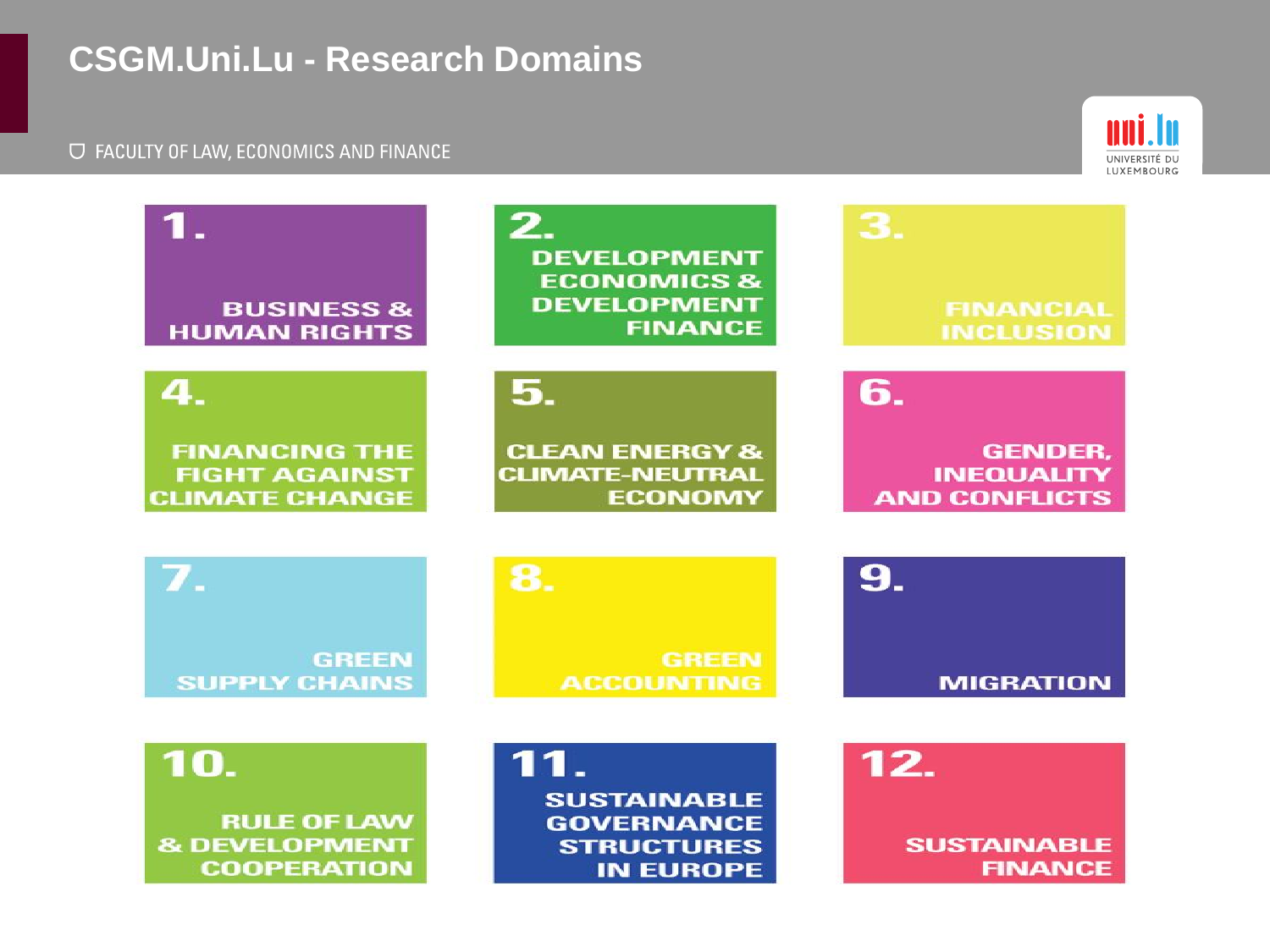# CSGM.Uni.Lu - Research Domains

FACULTY OF LAW, ECONOMICS AND FINANCE

1. BUSINESS & HUMAN RIGHTS
2. DEVELOPMENT ECONOMICS & DEVELOPMENT FINANCE
3. FINANCIAL INCLUSION
4. FINANCING THE FIGHT AGAINST CLIMATE CHANGE
5. CLEAN ENERGY & CLIMATE-NEUTRAL ECONOMY
6. GENDER, INEQUALITY AND CONFLICTS
7. GREEN SUPPLY CHAINS
8. GREEN ACCOUNTING
9. MIGRATION
10. RULE OF LAW & DEVELOPMENT COOPERATION
11. SUSTAINABLE GOVERNANCE STRUCTURES IN EUROPE
12. SUSTAINABLE FINANCE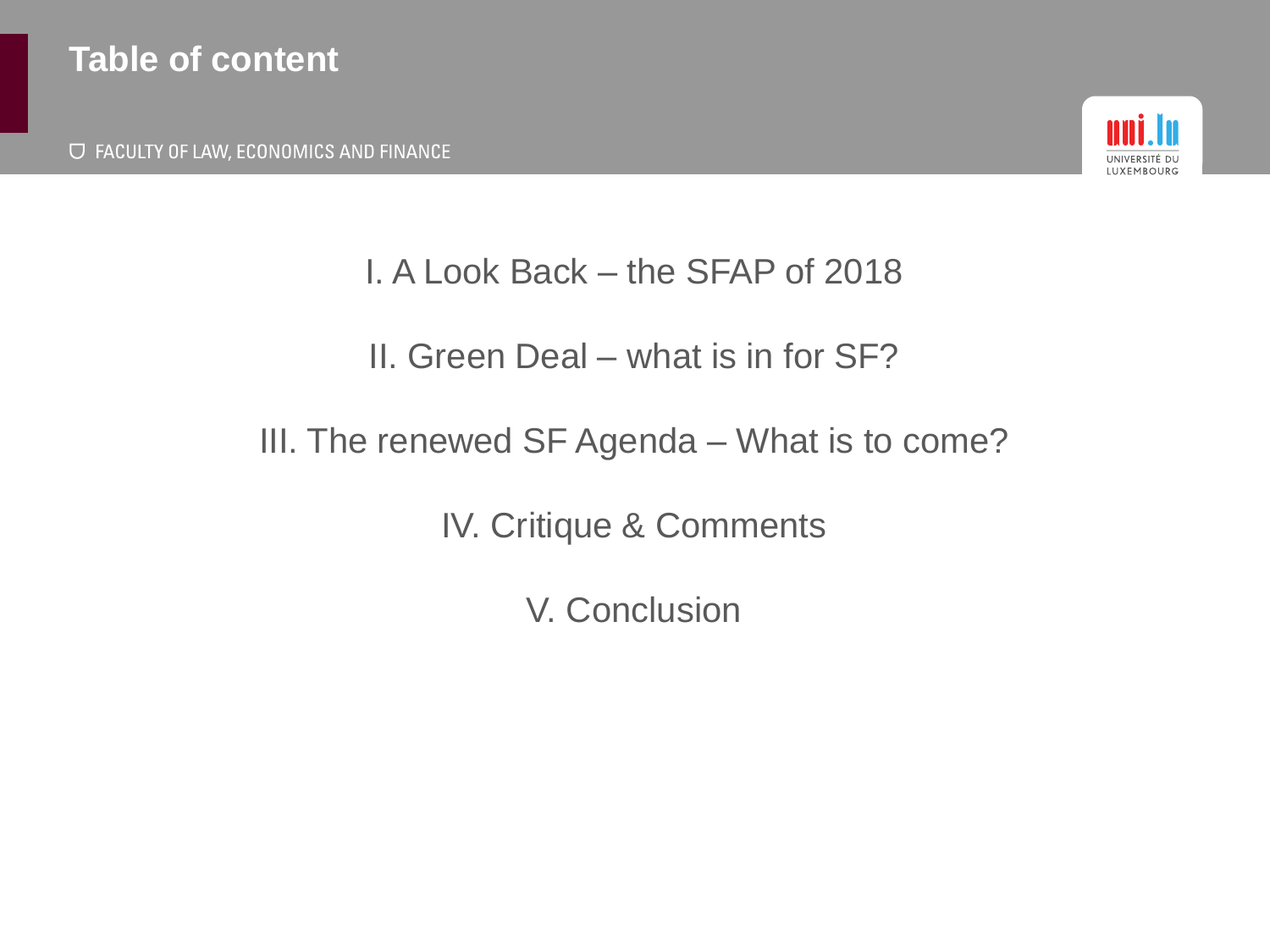# Table of content

I. A Look Back – the SFAP of 2018

II. Green Deal – what is in for SF?

III. The renewed SF Agenda – What is to come?

IV. Critique & Comments

V. Conclusion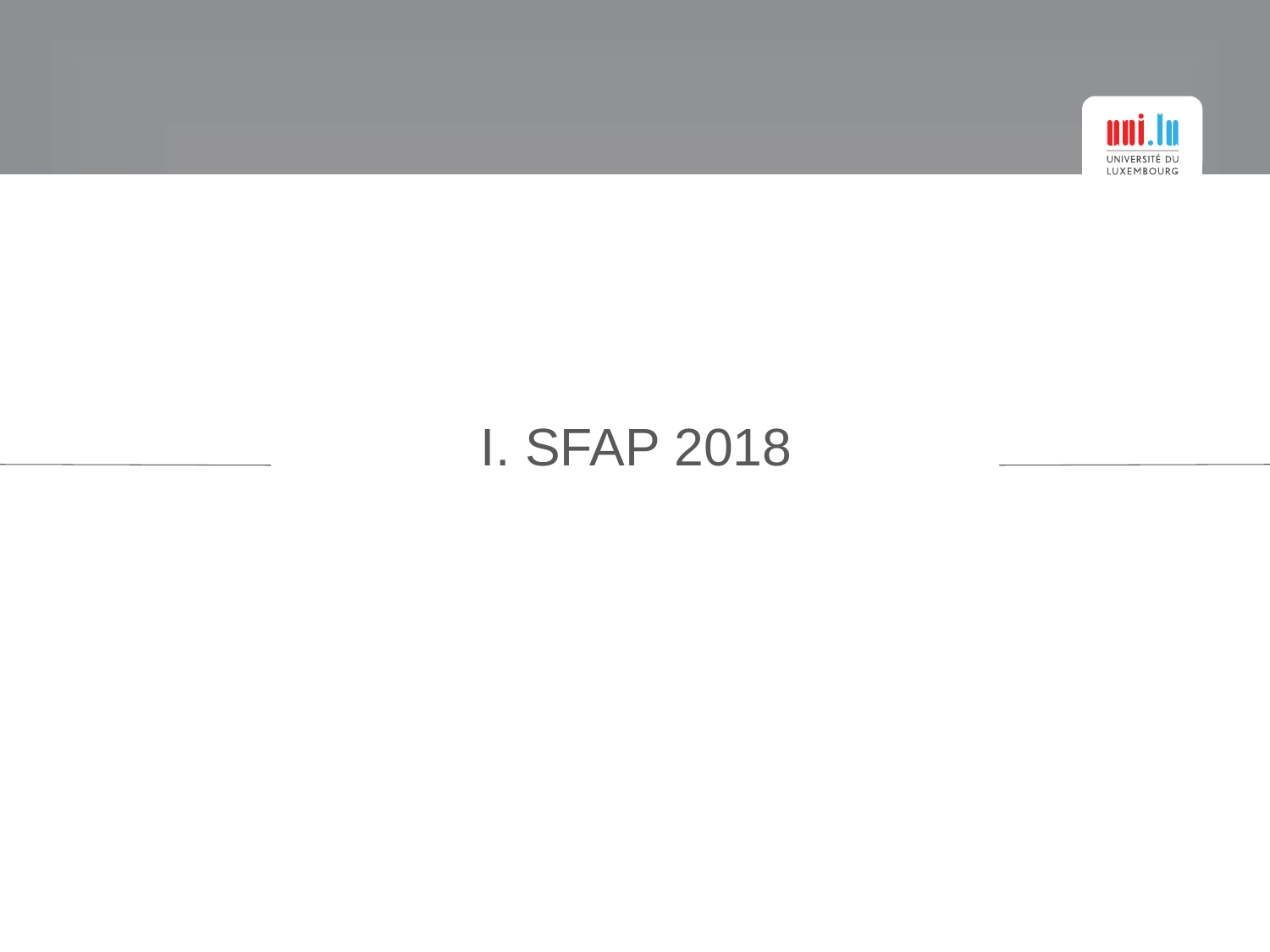# I. SFAP 2018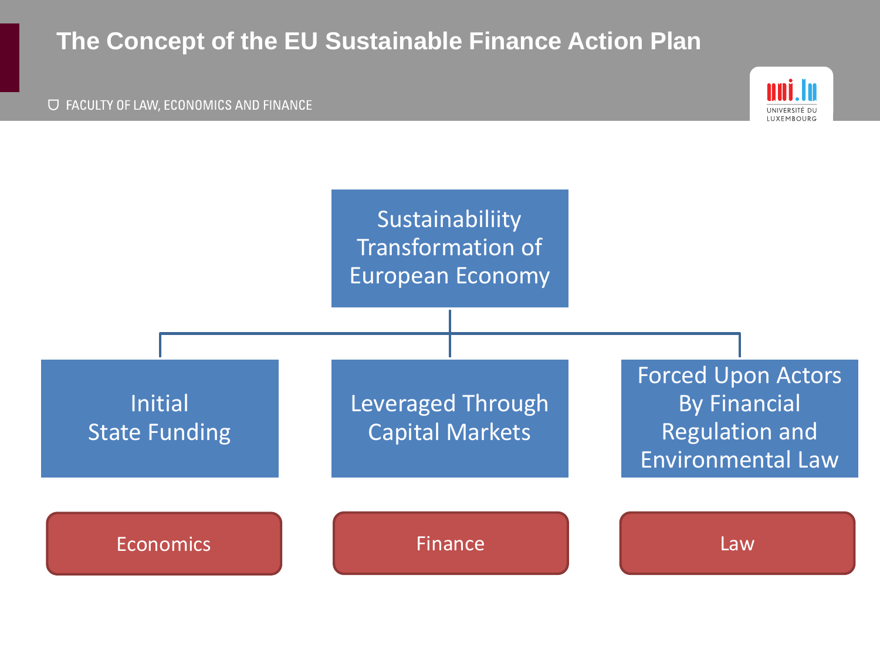# The Concept of the EU Sustainable Finance Action Plan

Sustainabiliity Transformation of European Economy

- Initial State Funding
- Leveraged Through Capital Markets
- Forced Upon Actors By Financial Regulation and Environmental Law

Economics | Finance | Law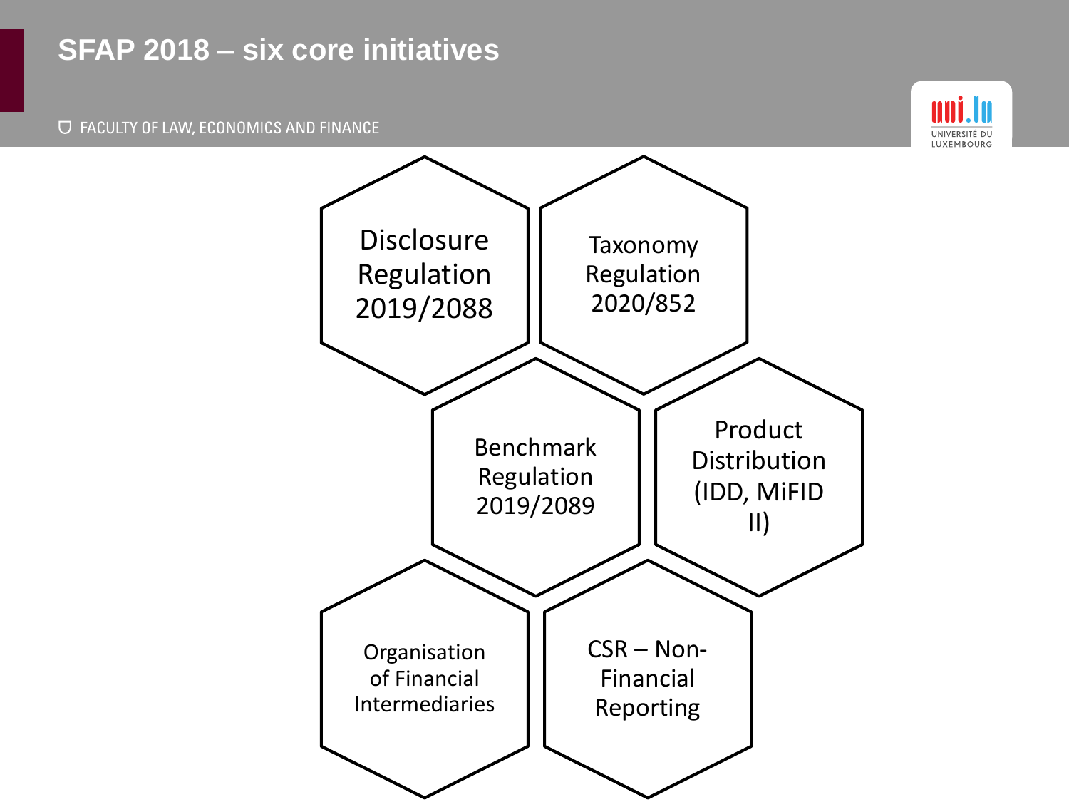# SFAP 2018 – six core initiatives

- Disclosure Regulation 2019/2088
- Taxonomy Regulation 2020/852
- Benchmark Regulation 2019/2089
- Product Distribution (IDD, MiFID II)
- Organisation of Financial Intermediaries
- CSR – Non-Financial Reporting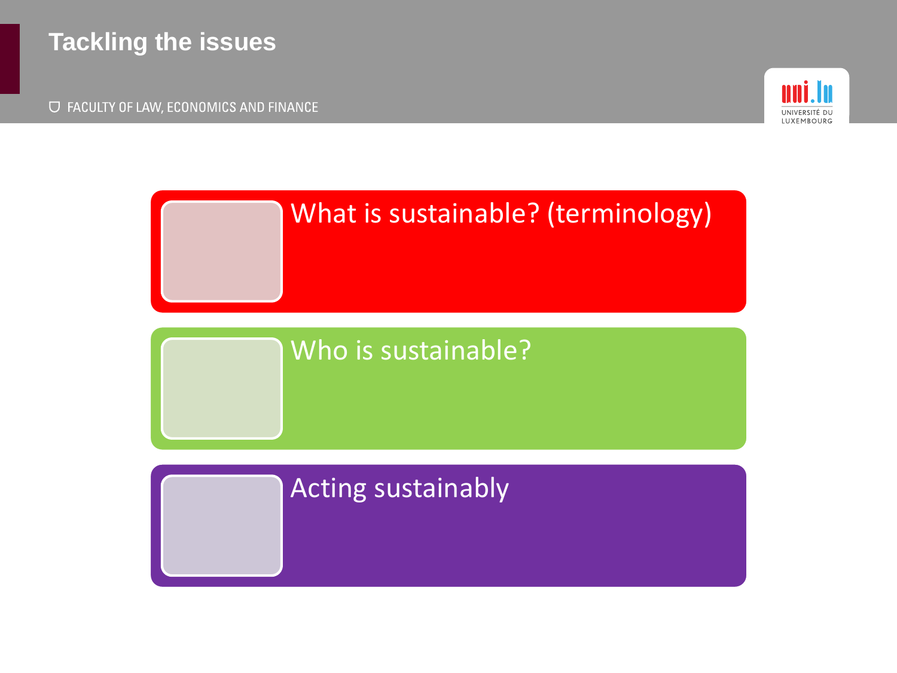# Tackling the issues

- What is sustainable? (terminology)
- Who is sustainable?
- Acting sustainably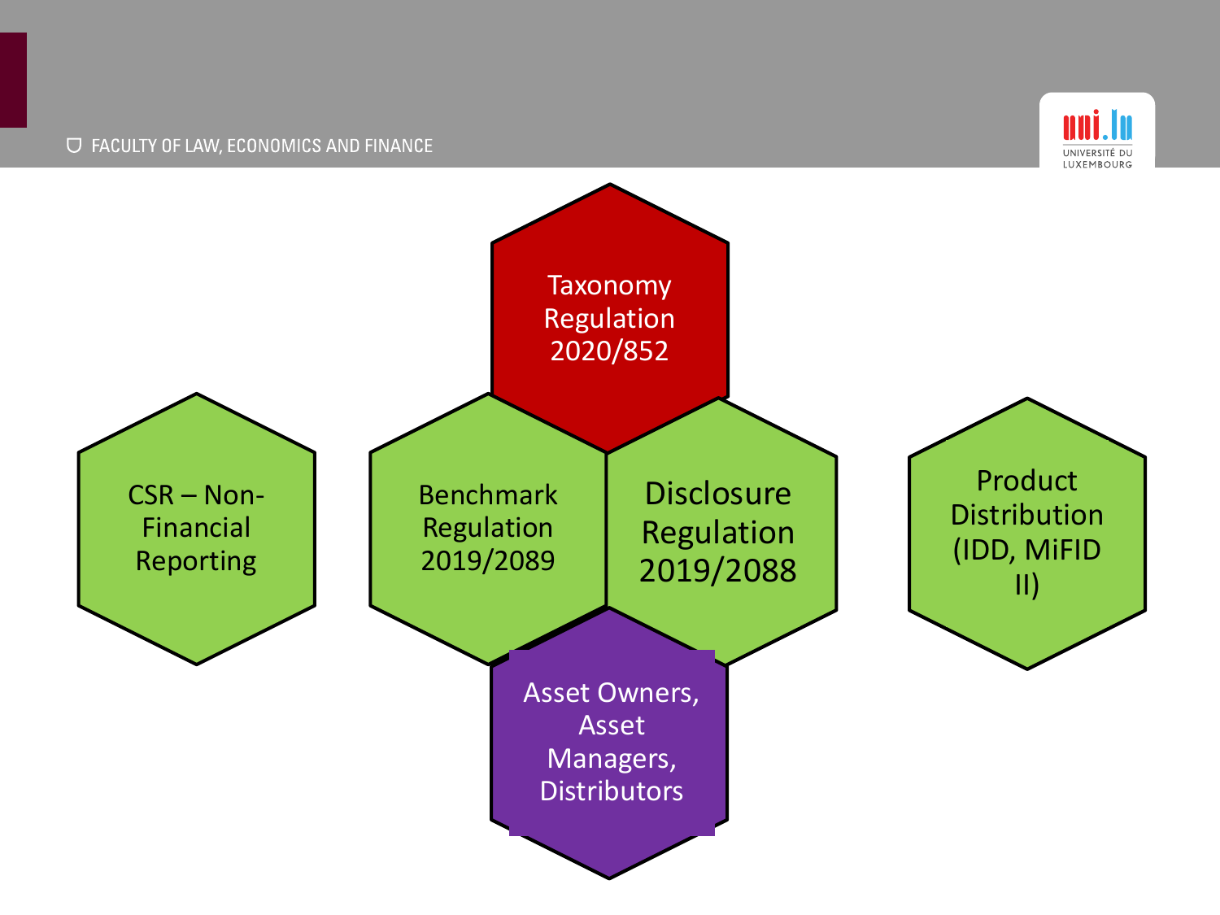Taxonomy Regulation 2020/852

CSR – Non-Financial Reporting

Benchmark Regulation 2019/2089

Disclosure Regulation 2019/2088

Product Distribution (IDD, MiFID II)

Asset Owners, Asset Managers, Distributors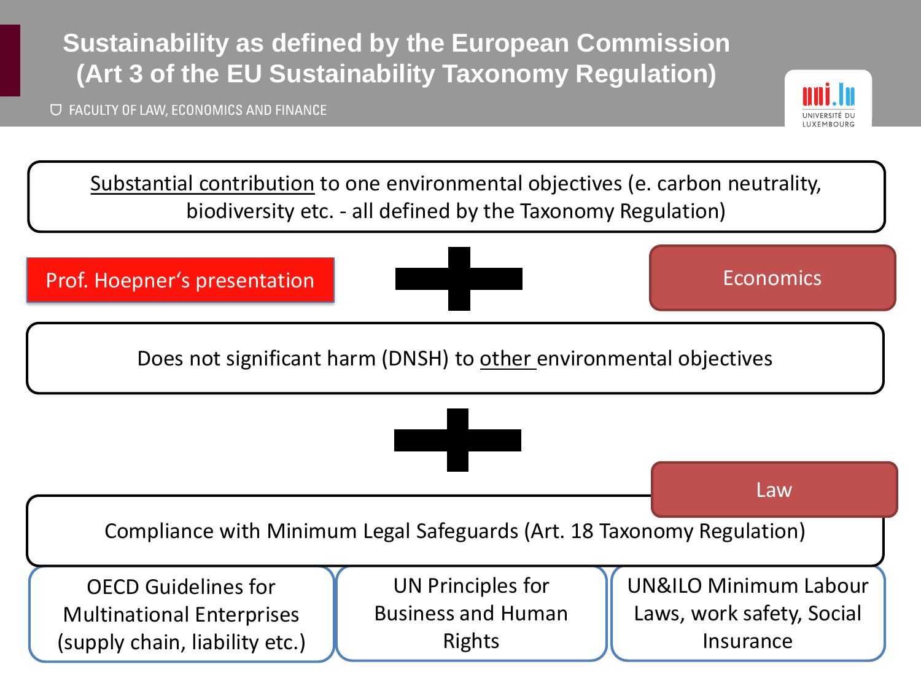# Sustainability as defined by the European Commission (Art 3 of the EU Sustainability Taxonomy Regulation)

FACULTY OF LAW, ECONOMICS AND FINANCE

Substantial contribution to one environmental objectives (e. carbon neutrality, biodiversity etc. - all defined by the Taxonomy Regulation)

Prof. Hoepner's presentation

+

Economics

Does not significant harm (DNSH) to other environmental objectives

+

Law

Compliance with Minimum Legal Safeguards (Art. 18 Taxonomy Regulation)

| OECD Guidelines for Multinational Enterprises (supply chain, liability etc.) | UN Principles for Business and Human Rights | UN&ILO Minimum Labour Laws, work safety, Social Insurance |
| --- | --- | --- |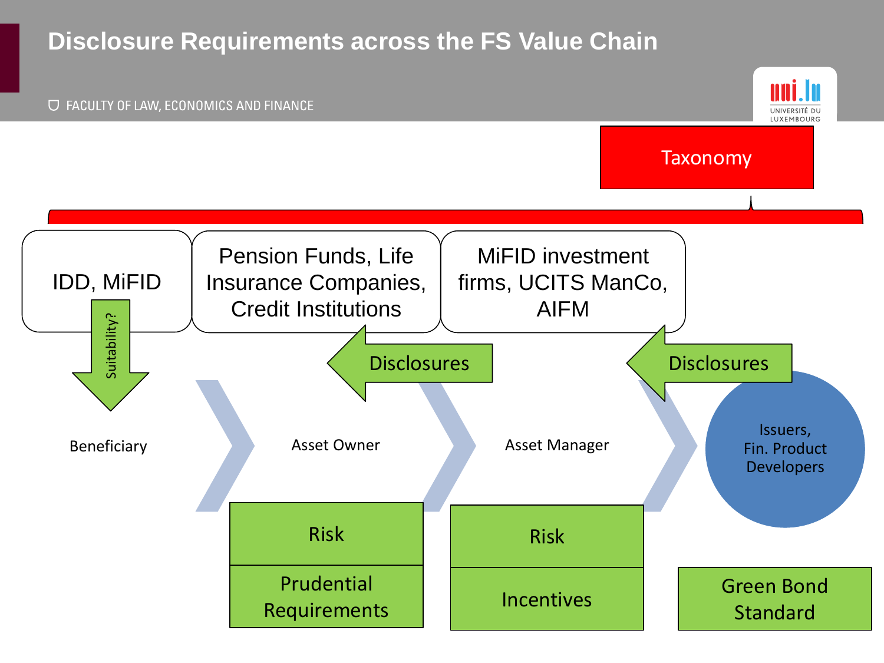# Disclosure Requirements across the FS Value Chain

Taxonomy

| IDD, MiFID | Pension Funds, Life Insurance Companies, Credit Institutions | MiFID investment firms, UCITS ManCo, AIFM | |
|---|---|---|---|
| Suitability? | Disclosures | | Disclosures |
| Beneficiary | Asset Owner | Asset Manager | Issuers, Fin. Product Developers |
| | Risk | Risk | |
| | Prudential Requirements | Incentives | Green Bond Standard |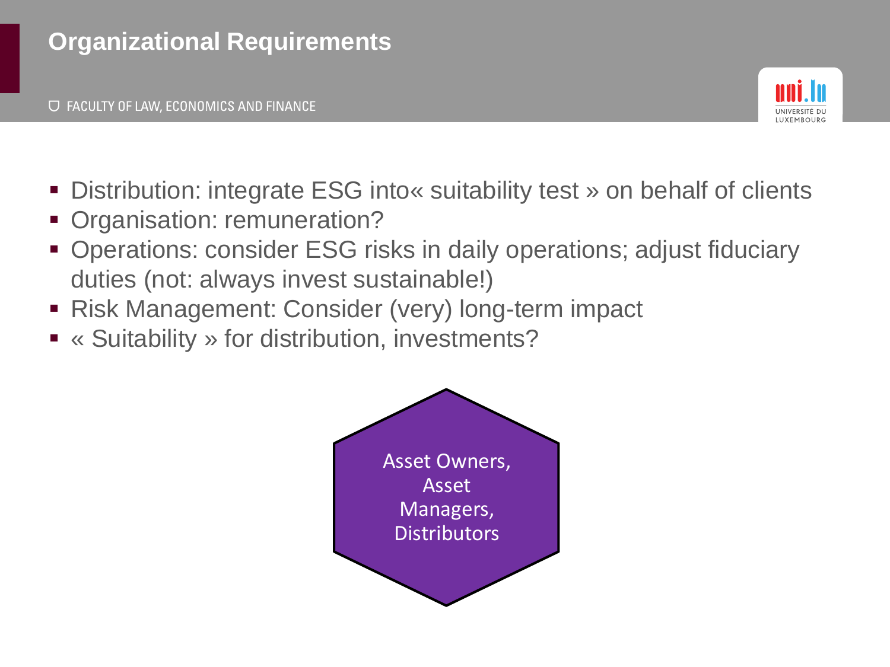# Organizational Requirements

- Distribution: integrate ESG into« suitability test » on behalf of clients
- Organisation: remuneration?
- Operations: consider ESG risks in daily operations; adjust fiduciary duties (not: always invest sustainable!)
- Risk Management: Consider (very) long-term impact
- « Suitability » for distribution, investments?

Asset Owners, Asset Managers, Distributors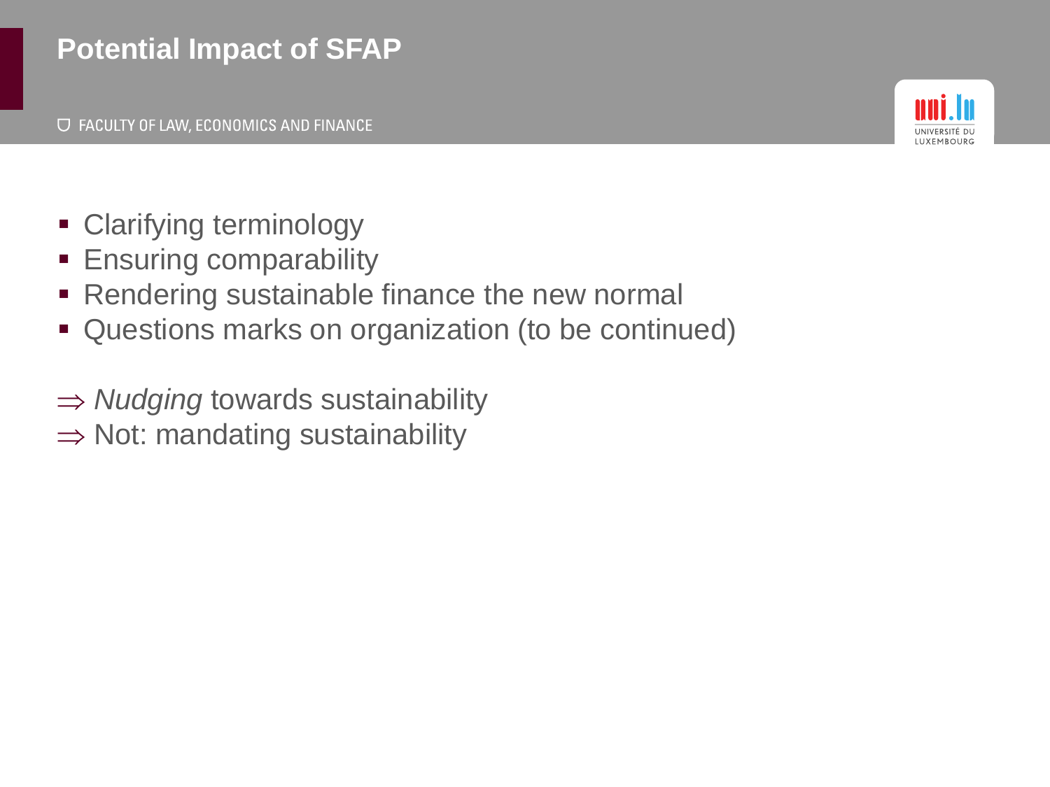# Potential Impact of SFAP

- Clarifying terminology
- Ensuring comparability
- Rendering sustainable finance the new normal
- Questions marks on organization (to be continued)

$\Rightarrow$ *Nudging* towards sustainability
$\Rightarrow$ Not: mandating sustainability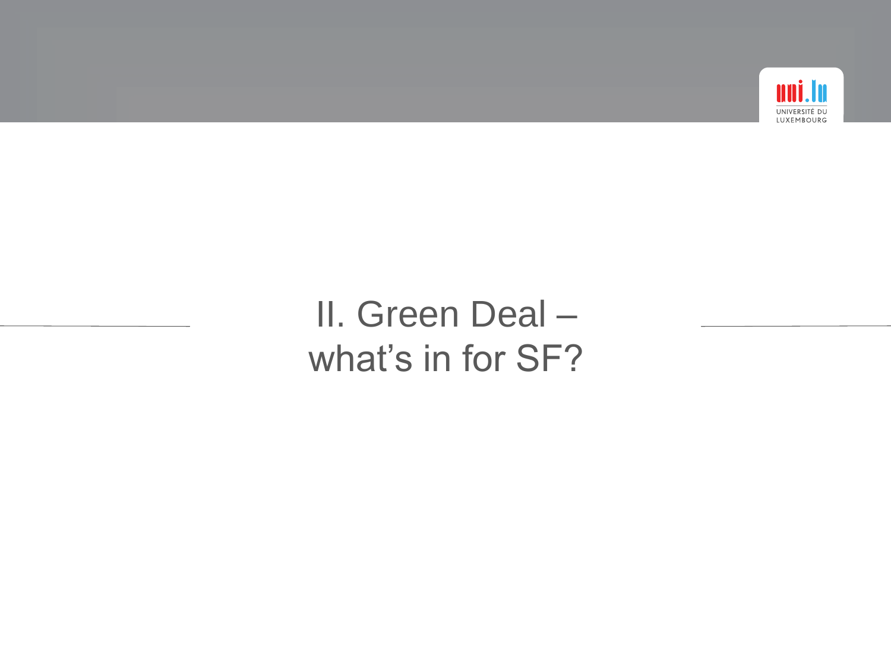# II. Green Deal – what's in for SF?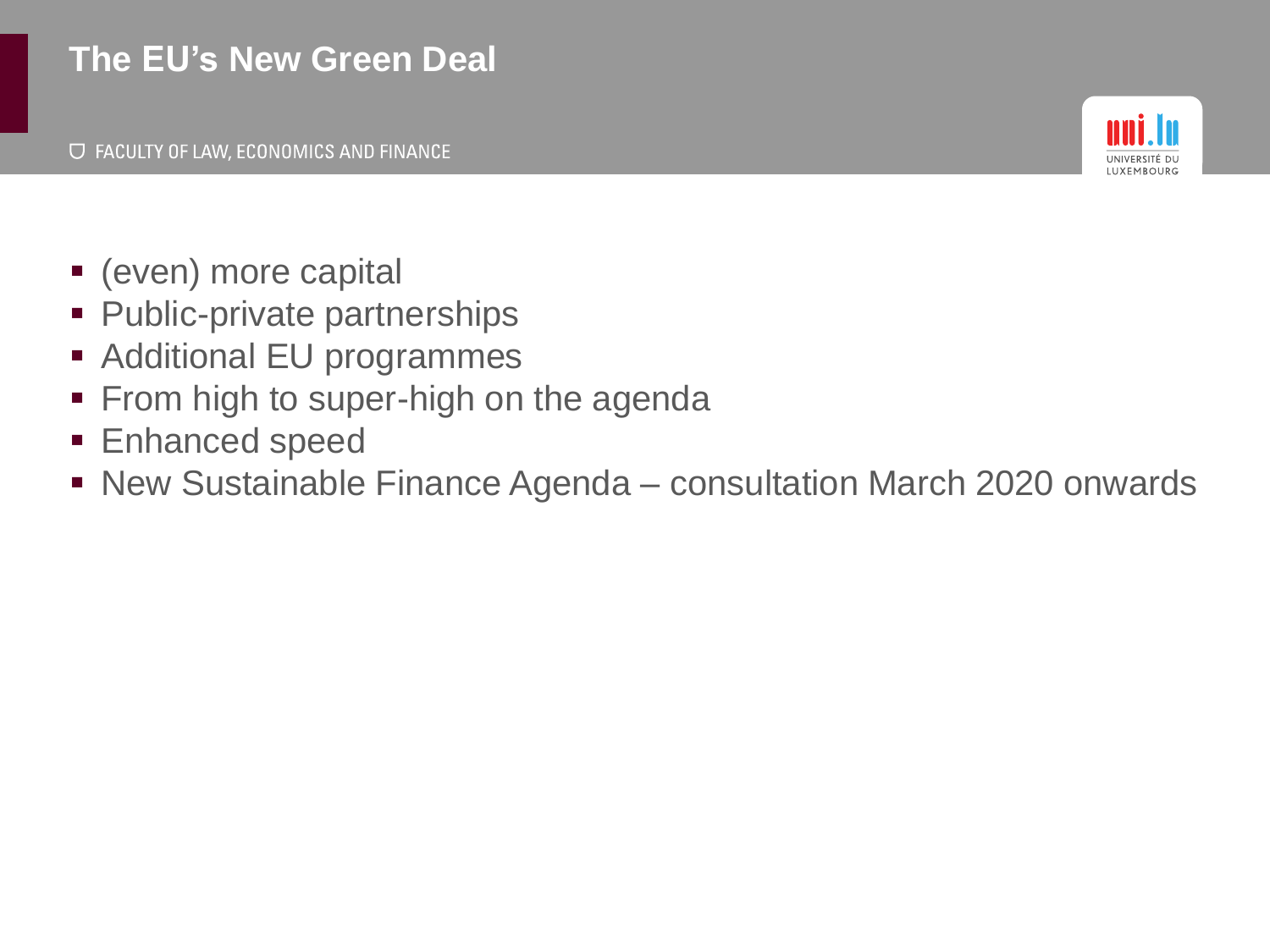# The EU's New Green Deal

- (even) more capital
- Public-private partnerships
- Additional EU programmes
- From high to super-high on the agenda
- Enhanced speed
- New Sustainable Finance Agenda – consultation March 2020 onwards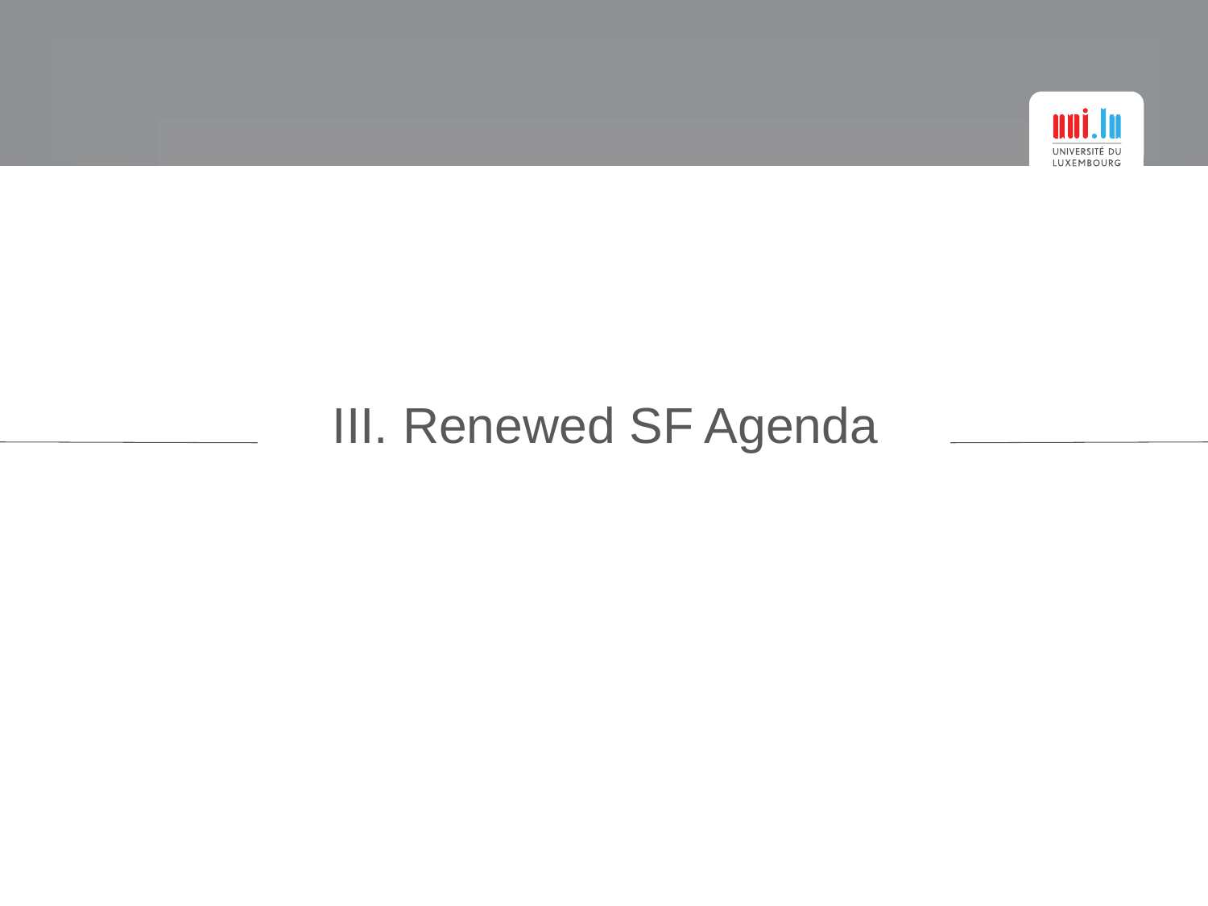# III. Renewed SF Agenda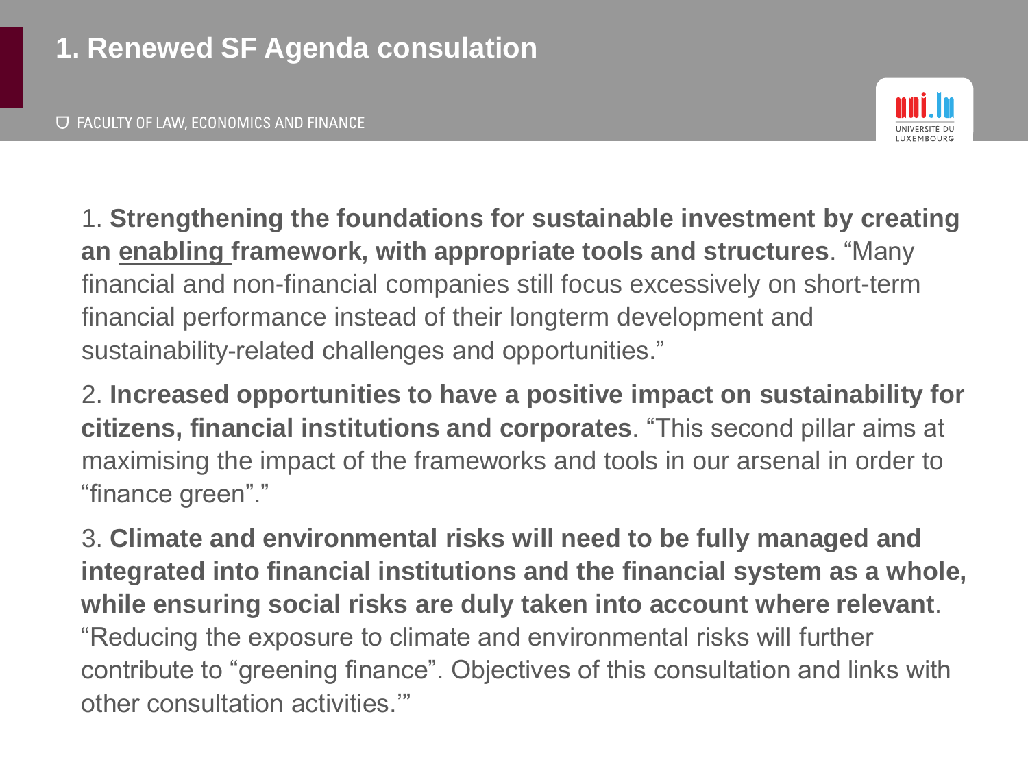# 1. Renewed SF Agenda consulation

1. **Strengthening the foundations for sustainable investment by creating an <u>enabling</u> framework, with appropriate tools and structures**. “Many financial and non-financial companies still focus excessively on short-term financial performance instead of their longterm development and sustainability-related challenges and opportunities.”

2. **Increased opportunities to have a positive impact on sustainability for citizens, financial institutions and corporates**. “This second pillar aims at maximising the impact of the frameworks and tools in our arsenal in order to “finance green”.”

3. **Climate and environmental risks will need to be fully managed and integrated into financial institutions and the financial system as a whole, while ensuring social risks are duly taken into account where relevant**. “Reducing the exposure to climate and environmental risks will further contribute to “greening finance”. Objectives of this consultation and links with other consultation activities.’”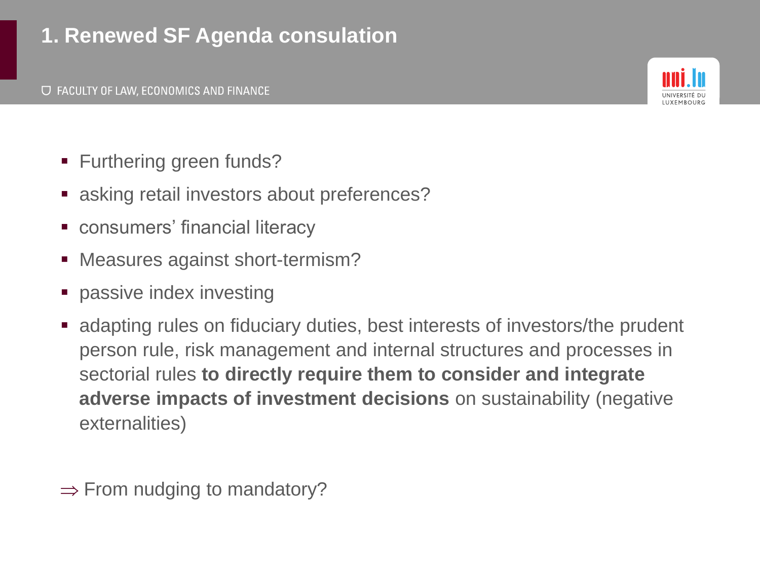# 1. Renewed SF Agenda consulation

- Furthering green funds?
- asking retail investors about preferences?
- consumers' financial literacy
- Measures against short-termism?
- passive index investing
- adapting rules on fiduciary duties, best interests of investors/the prudent person rule, risk management and internal structures and processes in sectorial rules **to directly require them to consider and integrate adverse impacts of investment decisions** on sustainability (negative externalities)

$\Rightarrow$ From nudging to mandatory?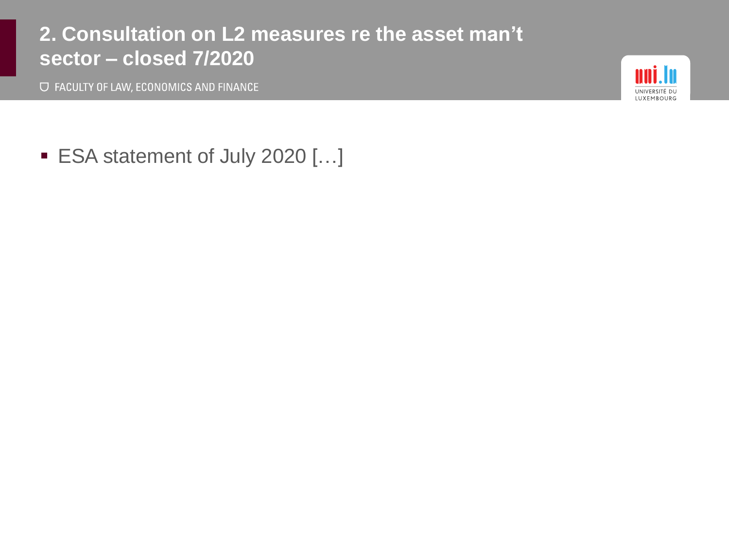# 2. Consultation on L2 measures re the asset man't sector – closed 7/2020

- ESA statement of July 2020 […]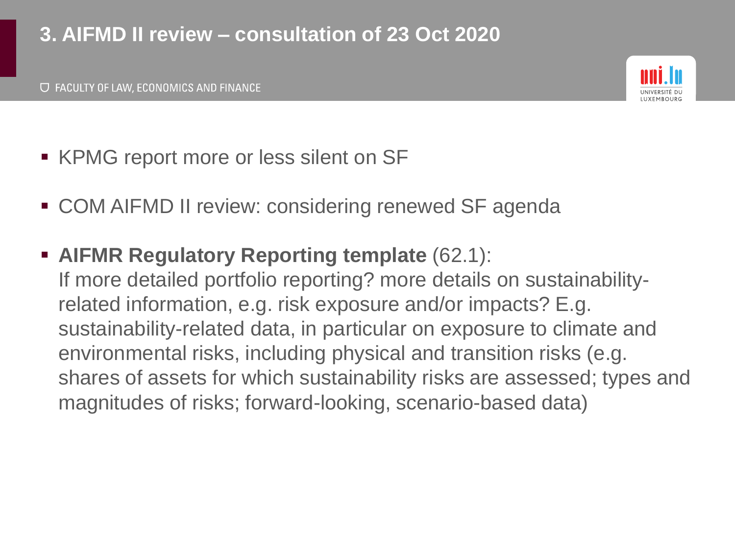# 3. AIFMD II review – consultation of 23 Oct 2020

- KPMG report more or less silent on SF

- COM AIFMD II review: considering renewed SF agenda

- **AIFMR Regulatory Reporting template** (62.1):
  If more detailed portfolio reporting? more details on sustainability-related information, e.g. risk exposure and/or impacts? E.g. sustainability-related data, in particular on exposure to climate and environmental risks, including physical and transition risks (e.g. shares of assets for which sustainability risks are assessed; types and magnitudes of risks; forward-looking, scenario-based data)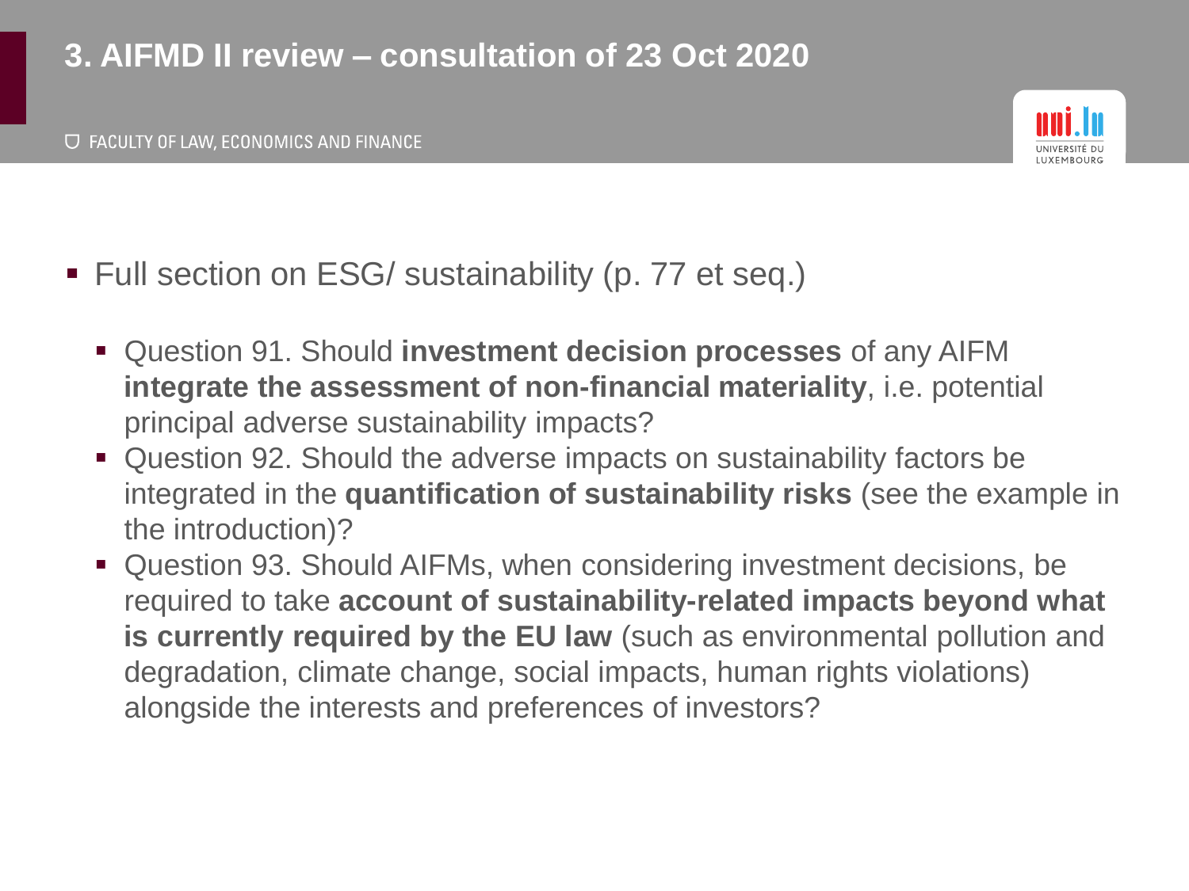# 3. AIFMD II review – consultation of 23 Oct 2020

- Full section on ESG/ sustainability (p. 77 et seq.)
  - Question 91. Should **investment decision processes** of any AIFM **integrate the assessment of non-financial materiality**, i.e. potential principal adverse sustainability impacts?
  - Question 92. Should the adverse impacts on sustainability factors be integrated in the **quantification of sustainability risks** (see the example in the introduction)?
  - Question 93. Should AIFMs, when considering investment decisions, be required to take **account of sustainability-related impacts beyond what is currently required by the EU law** (such as environmental pollution and degradation, climate change, social impacts, human rights violations) alongside the interests and preferences of investors?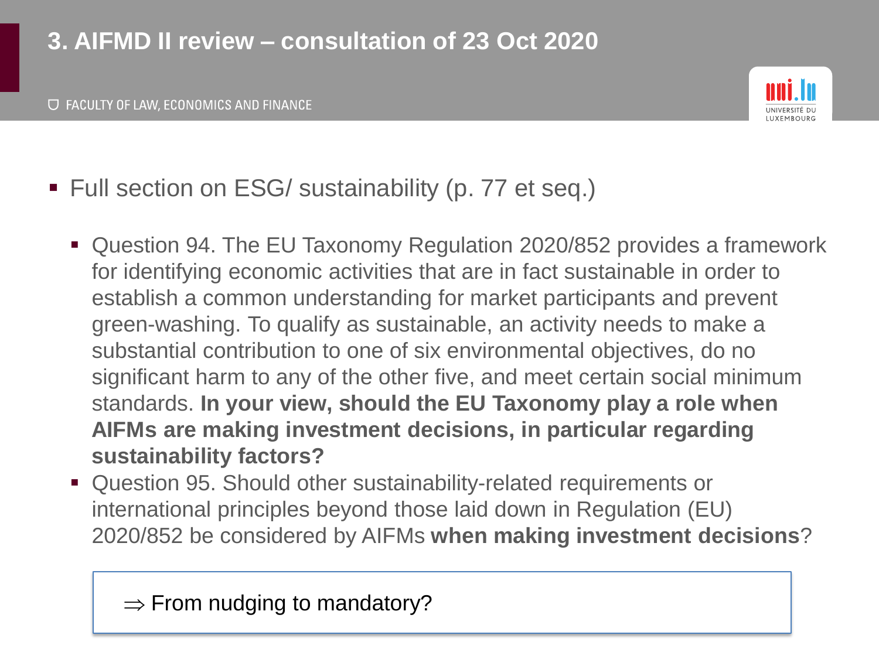# 3. AIFMD II review – consultation of 23 Oct 2020

- Full section on ESG/ sustainability (p. 77 et seq.)
  - Question 94. The EU Taxonomy Regulation 2020/852 provides a framework for identifying economic activities that are in fact sustainable in order to establish a common understanding for market participants and prevent green-washing. To qualify as sustainable, an activity needs to make a substantial contribution to one of six environmental objectives, do no significant harm to any of the other five, and meet certain social minimum standards. **In your view, should the EU Taxonomy play a role when AIFMs are making investment decisions, in particular regarding sustainability factors?**
  - Question 95. Should other sustainability-related requirements or international principles beyond those laid down in Regulation (EU) 2020/852 be considered by AIFMs **when making investment decisions**?

$\Rightarrow$ From nudging to mandatory?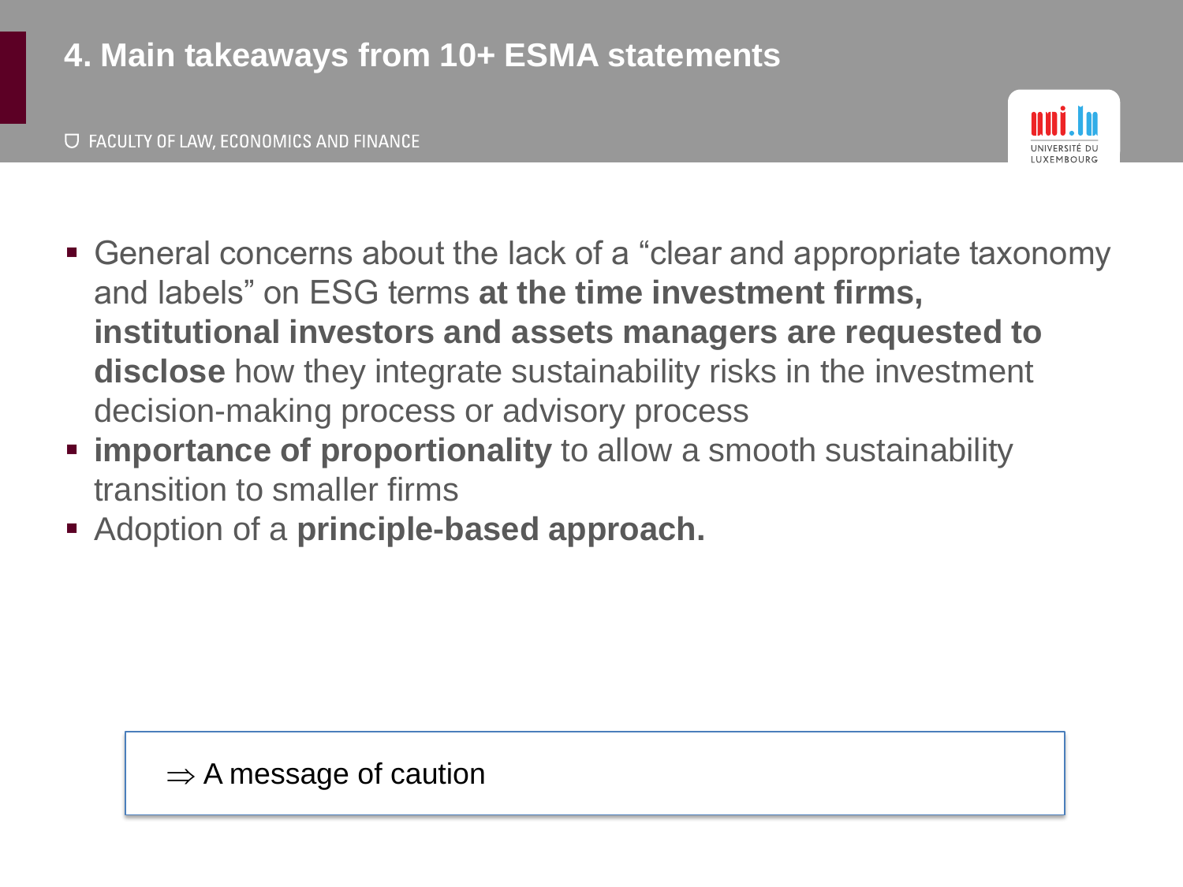# 4. Main takeaways from 10+ ESMA statements

- General concerns about the lack of a "clear and appropriate taxonomy and labels" on ESG terms **at the time investment firms, institutional investors and assets managers are requested to disclose** how they integrate sustainability risks in the investment decision-making process or advisory process
- **importance of proportionality** to allow a smooth sustainability transition to smaller firms
- Adoption of a **principle-based approach.**

$\Rightarrow$ A message of caution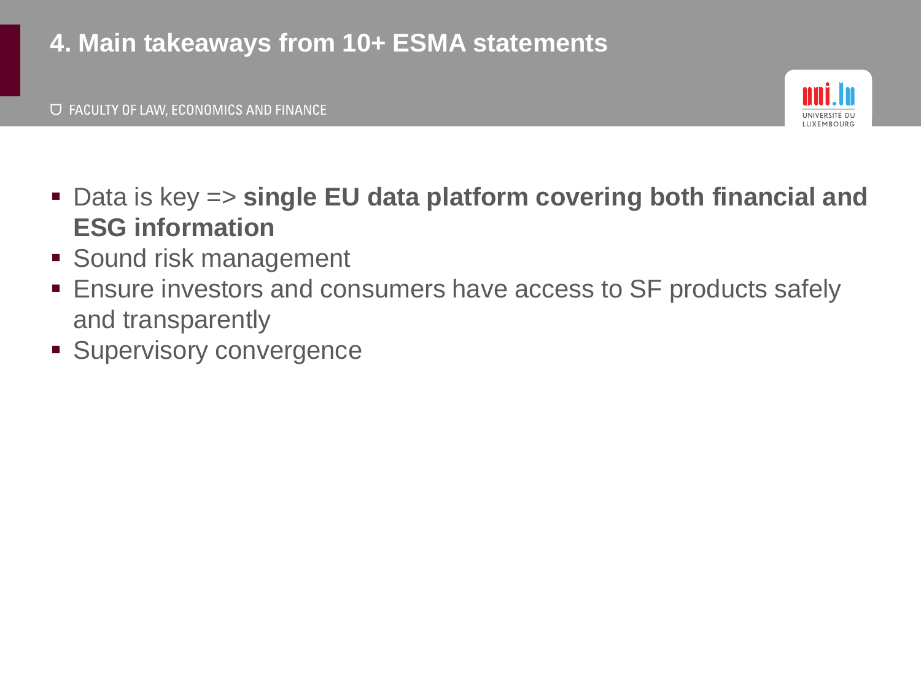# 4. Main takeaways from 10+ ESMA statements

- Data is key => **single EU data platform covering both financial and ESG information**
- Sound risk management
- Ensure investors and consumers have access to SF products safely and transparently
- Supervisory convergence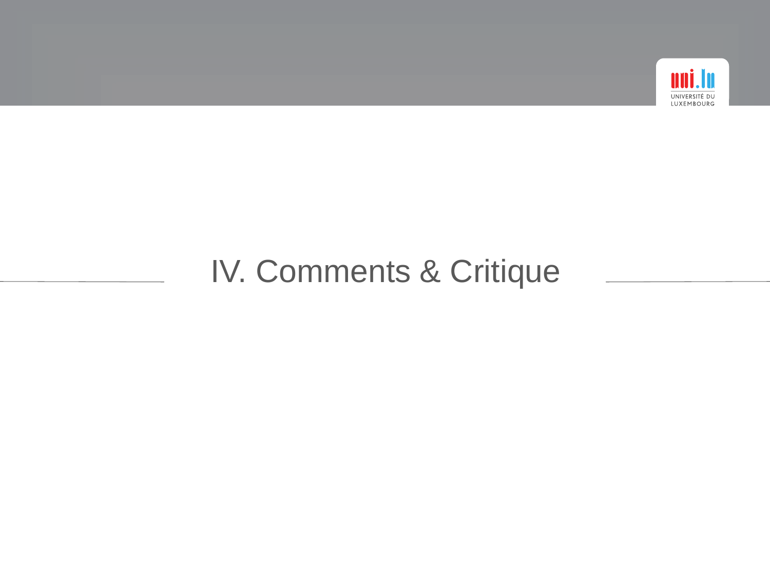# IV. Comments & Critique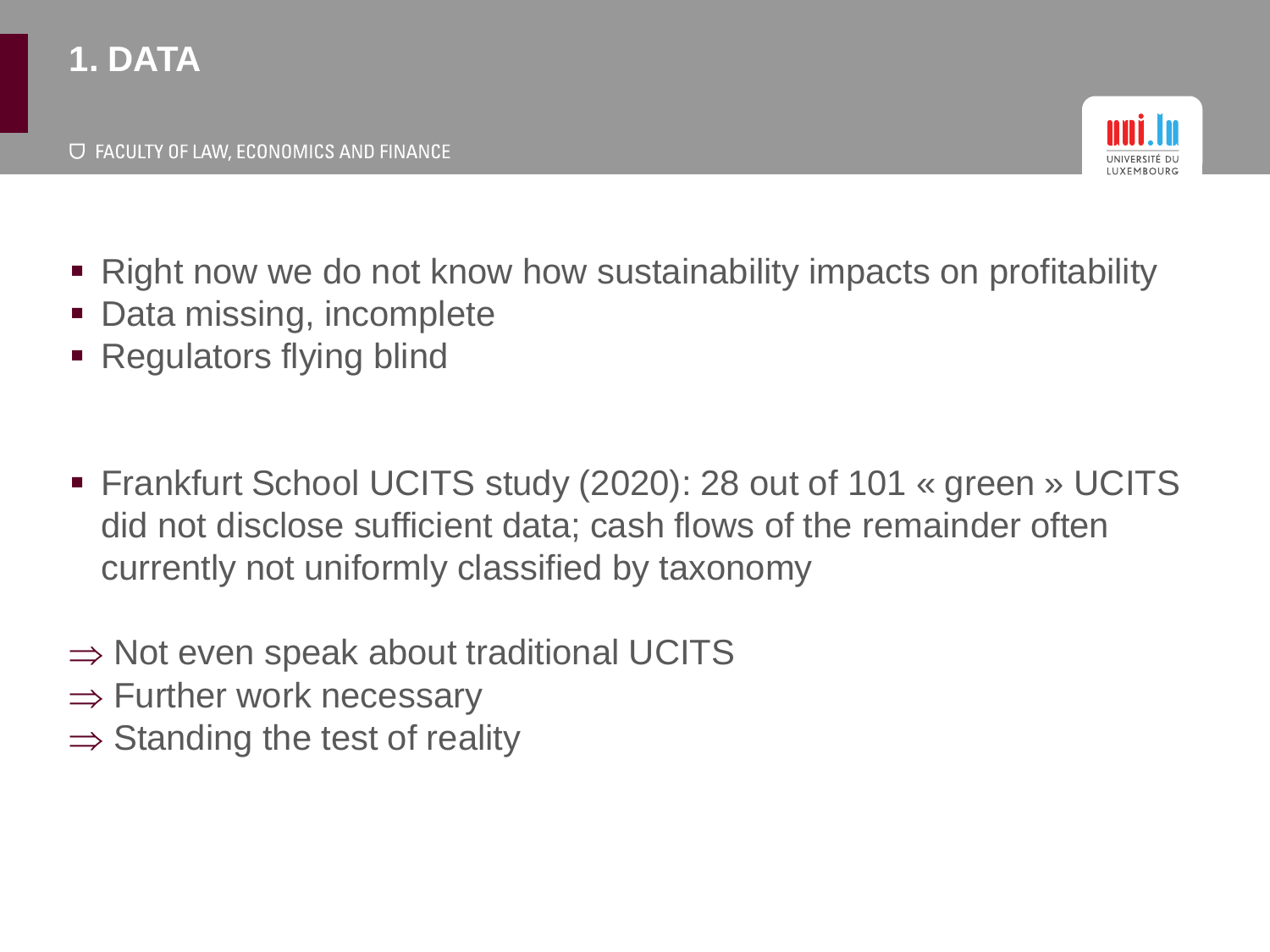# 1. DATA

- Right now we do not know how sustainability impacts on profitability
- Data missing, incomplete
- Regulators flying blind

- Frankfurt School UCITS study (2020): 28 out of 101 « green » UCITS did not disclose sufficient data; cash flows of the remainder often currently not uniformly classified by taxonomy

$\Rightarrow$ Not even speak about traditional UCITS
$\Rightarrow$ Further work necessary
$\Rightarrow$ Standing the test of reality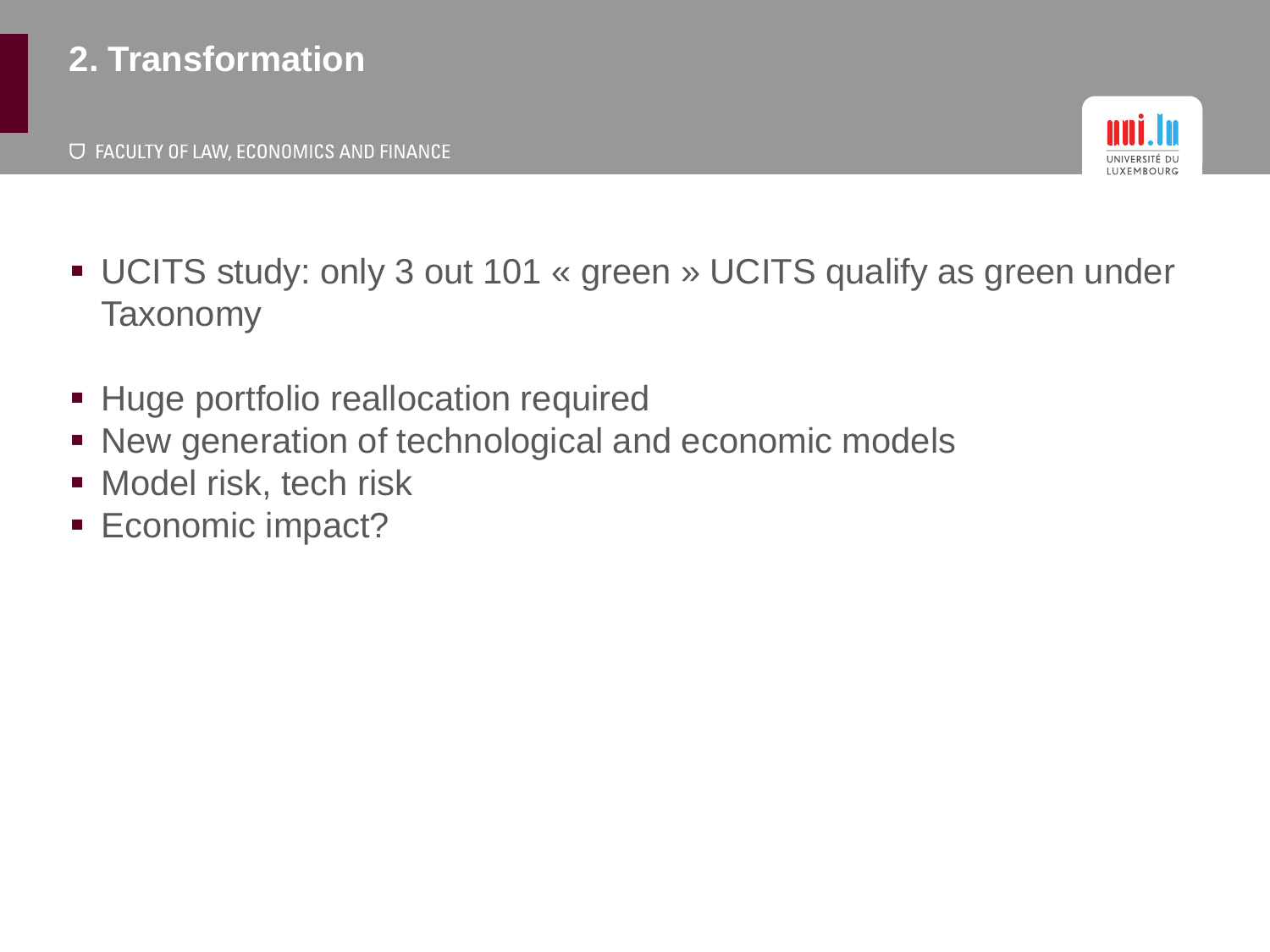# 2. Transformation

- UCITS study: only 3 out 101 « green » UCITS qualify as green under Taxonomy

- Huge portfolio reallocation required
- New generation of technological and economic models
- Model risk, tech risk
- Economic impact?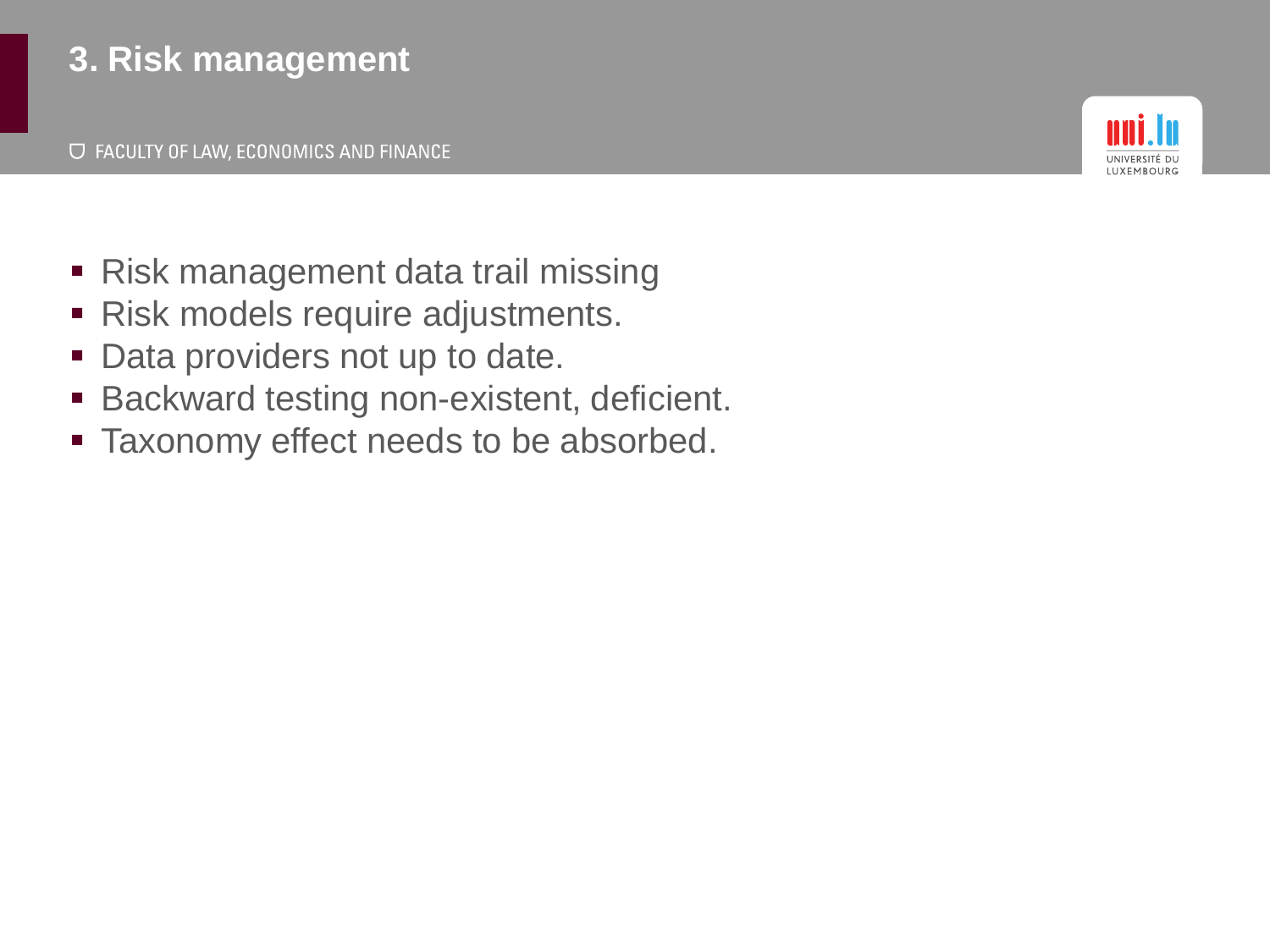# 3. Risk management

- Risk management data trail missing
- Risk models require adjustments.
- Data providers not up to date.
- Backward testing non-existent, deficient.
- Taxonomy effect needs to be absorbed.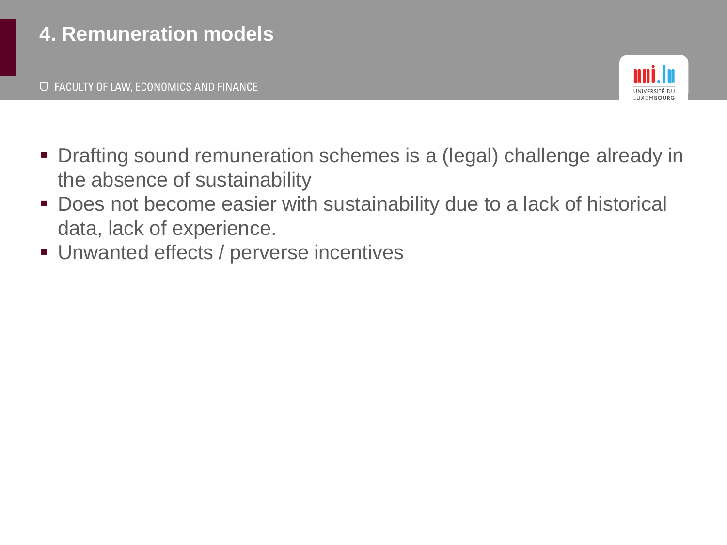# 4. Remuneration models

- Drafting sound remuneration schemes is a (legal) challenge already in the absence of sustainability
- Does not become easier with sustainability due to a lack of historical data, lack of experience.
- Unwanted effects / perverse incentives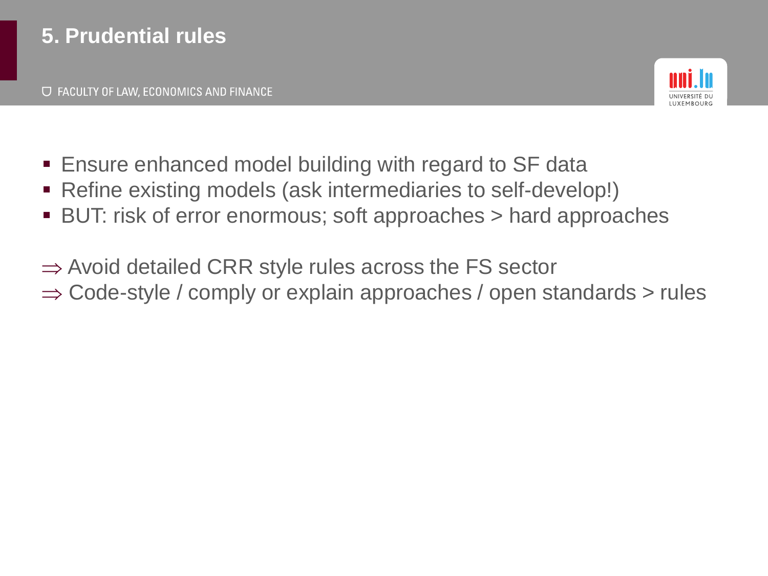# 5. Prudential rules

- Ensure enhanced model building with regard to SF data
- Refine existing models (ask intermediaries to self-develop!)
- BUT: risk of error enormous; soft approaches > hard approaches

⇒ Avoid detailed CRR style rules across the FS sector
⇒ Code-style / comply or explain approaches / open standards > rules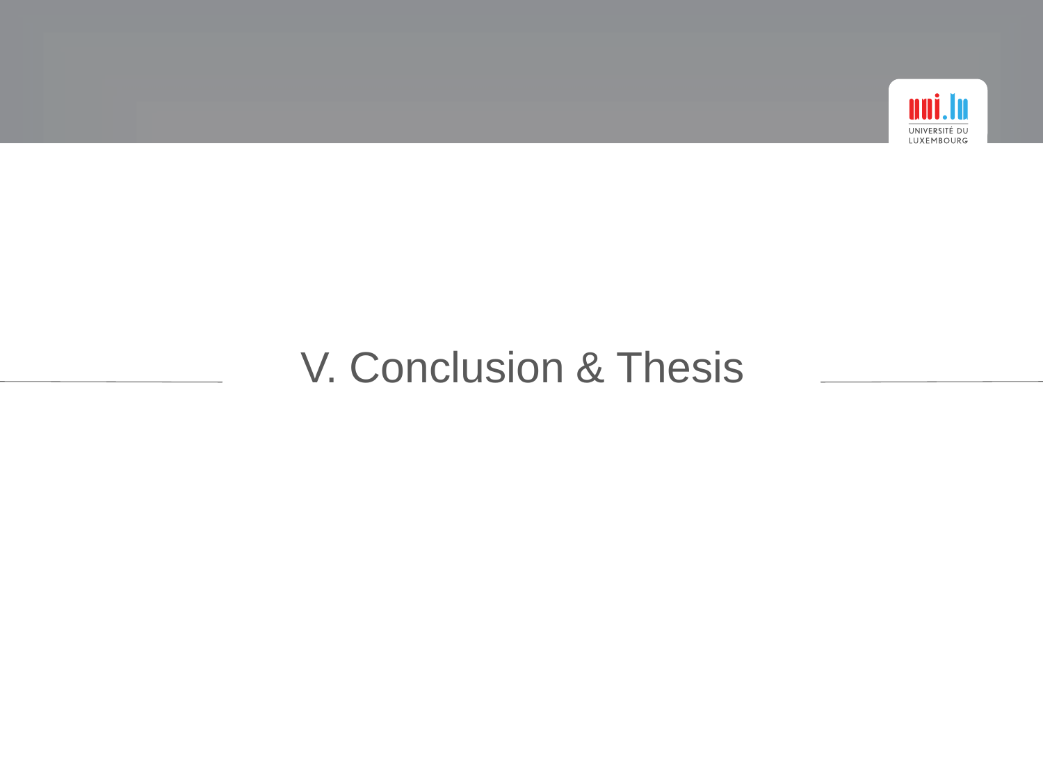# V. Conclusion & Thesis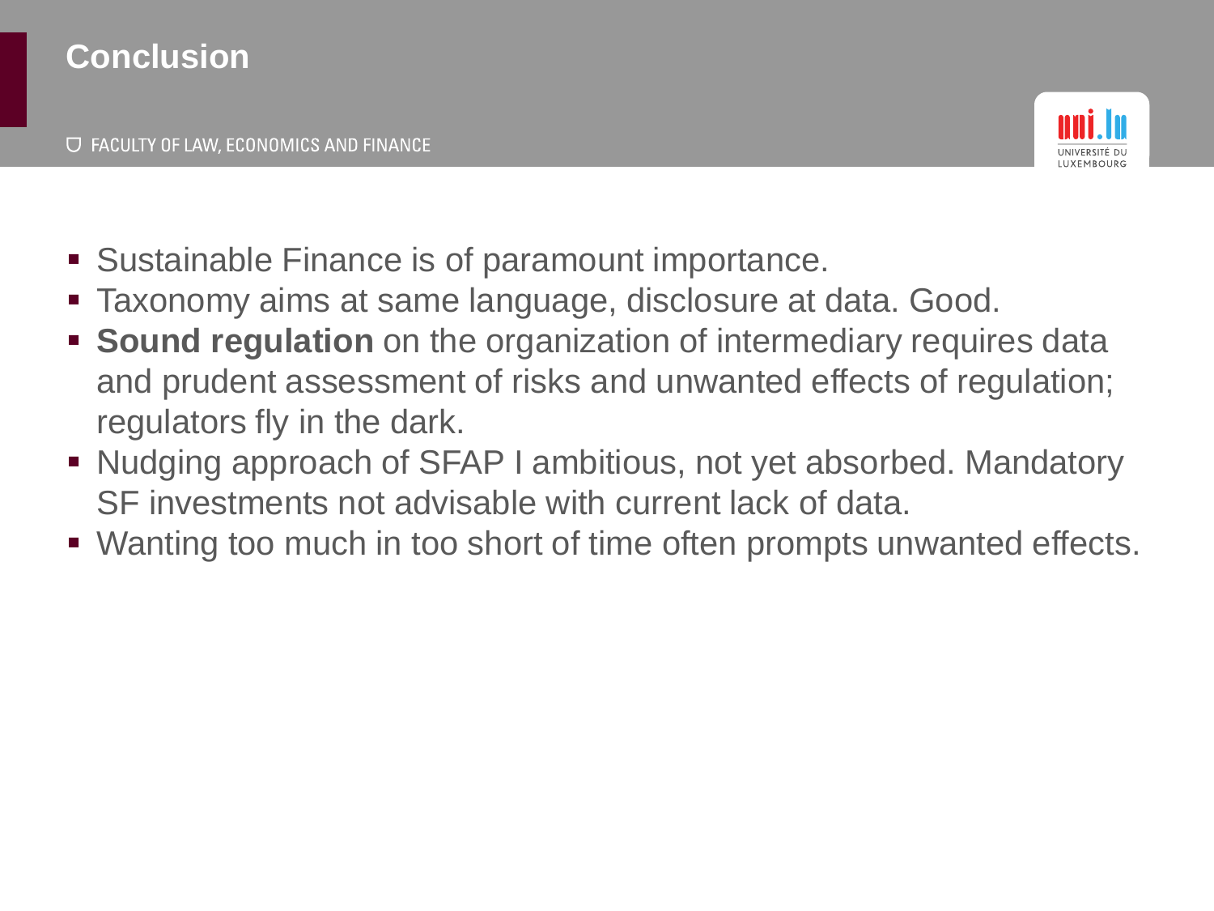# Conclusion

- Sustainable Finance is of paramount importance.
- Taxonomy aims at same language, disclosure at data. Good.
- **Sound regulation** on the organization of intermediary requires data and prudent assessment of risks and unwanted effects of regulation; regulators fly in the dark.
- Nudging approach of SFAP I ambitious, not yet absorbed. Mandatory SF investments not advisable with current lack of data.
- Wanting too much in too short of time often prompts unwanted effects.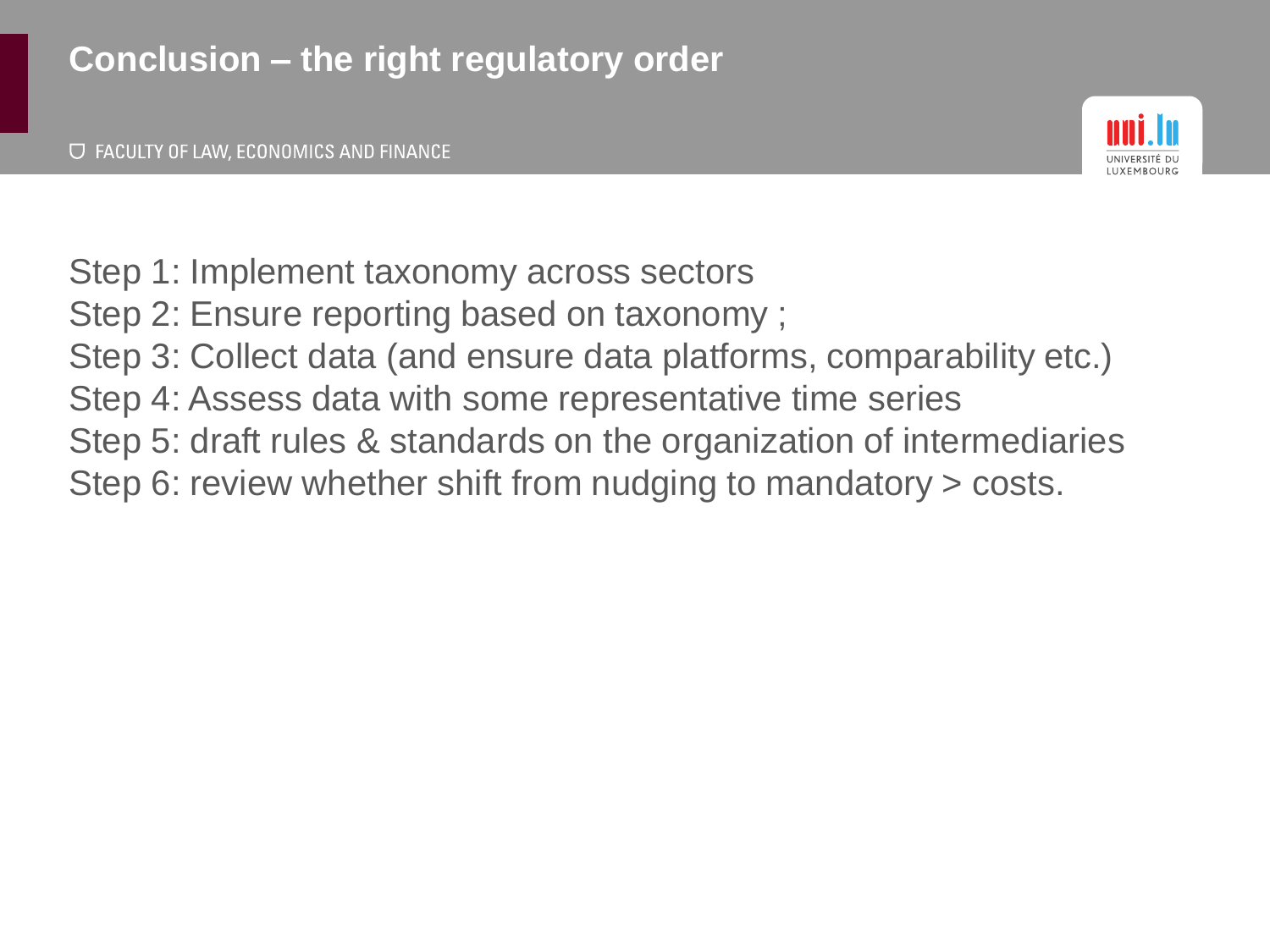# Conclusion – the right regulatory order

Step 1: Implement taxonomy across sectors
Step 2: Ensure reporting based on taxonomy ;
Step 3: Collect data (and ensure data platforms, comparability etc.)
Step 4: Assess data with some representative time series
Step 5: draft rules & standards on the organization of intermediaries
Step 6: review whether shift from nudging to mandatory > costs.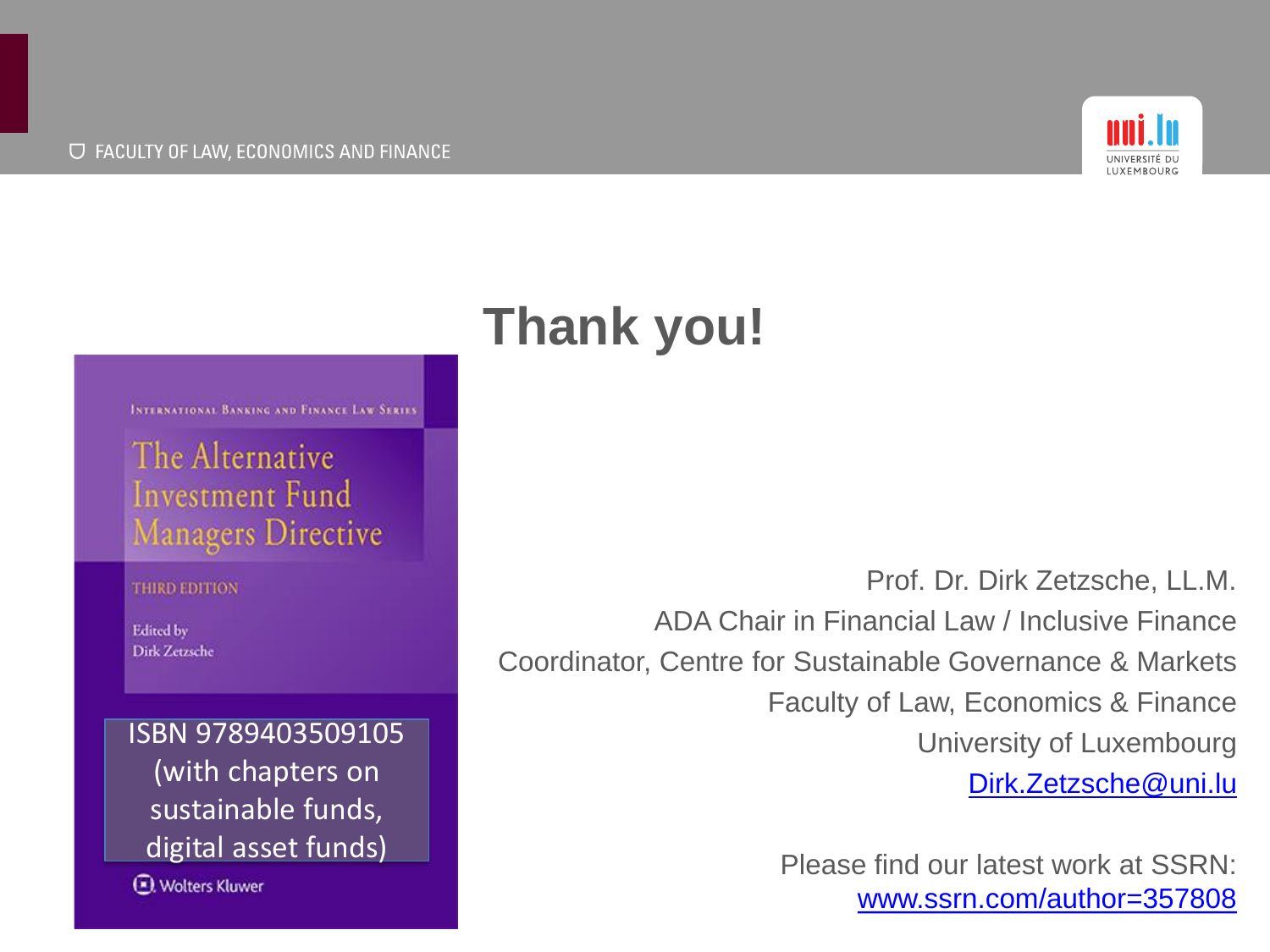# Thank you!

International Banking and Finance Law Series

The Alternative Investment Fund Managers Directive

Third Edition

Edited by
Dirk Zetzsche

ISBN 9789403509105 (with chapters on sustainable funds, digital asset funds)

Wolters Kluwer

Prof. Dr. Dirk Zetzsche, LL.M.
ADA Chair in Financial Law / Inclusive Finance
Coordinator, Centre for Sustainable Governance & Markets
Faculty of Law, Economics & Finance
University of Luxembourg
Dirk.Zetzsche@uni.lu

Please find our latest work at SSRN:
www.ssrn.com/author=357808